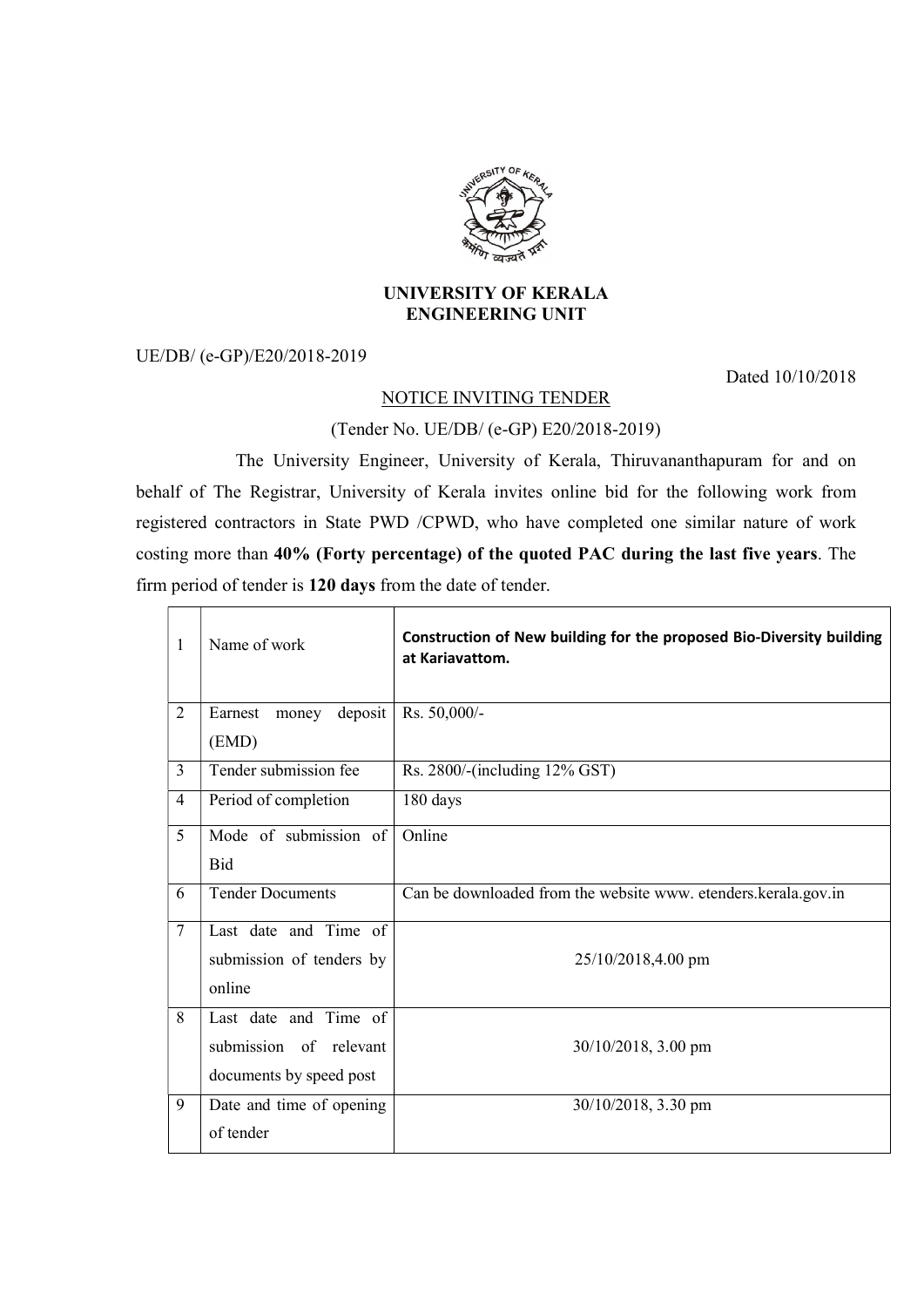# UNIVERSITY OF KERALA
## ENGINEERING UNIT

UE/DB/ (e-GP)/E20/2018-2019

Dated 10/10/2018

### NOTICE INVITING TENDER

(Tender No. UE/DB/ (e-GP) E20/2018-2019)

The University Engineer, University of Kerala, Thiruvananthapuram for and on behalf of The Registrar, University of Kerala invites online bid for the following work from registered contractors in State PWD /CPWD, who have completed one similar nature of work costing more than **40% (Forty percentage) of the quoted PAC during the last five years**. The firm period of tender is **120 days** from the date of tender.

| | | |
|---|---|---|
| 1 | Name of work | **Construction of New building for the proposed Bio-Diversity building at Kariavattom.** |
| 2 | Earnest money deposit (EMD) | Rs. 50,000/- |
| 3 | Tender submission fee | Rs. 2800/-(including 12% GST) |
| 4 | Period of completion | 180 days |
| 5 | Mode of submission of Bid | Online |
| 6 | Tender Documents | Can be downloaded from the website www. etenders.kerala.gov.in |
| 7 | Last date and Time of submission of tenders by online | 25/10/2018,4.00 pm |
| 8 | Last date and Time of submission of relevant documents by speed post | 30/10/2018, 3.00 pm |
| 9 | Date and time of opening of tender | 30/10/2018, 3.30 pm |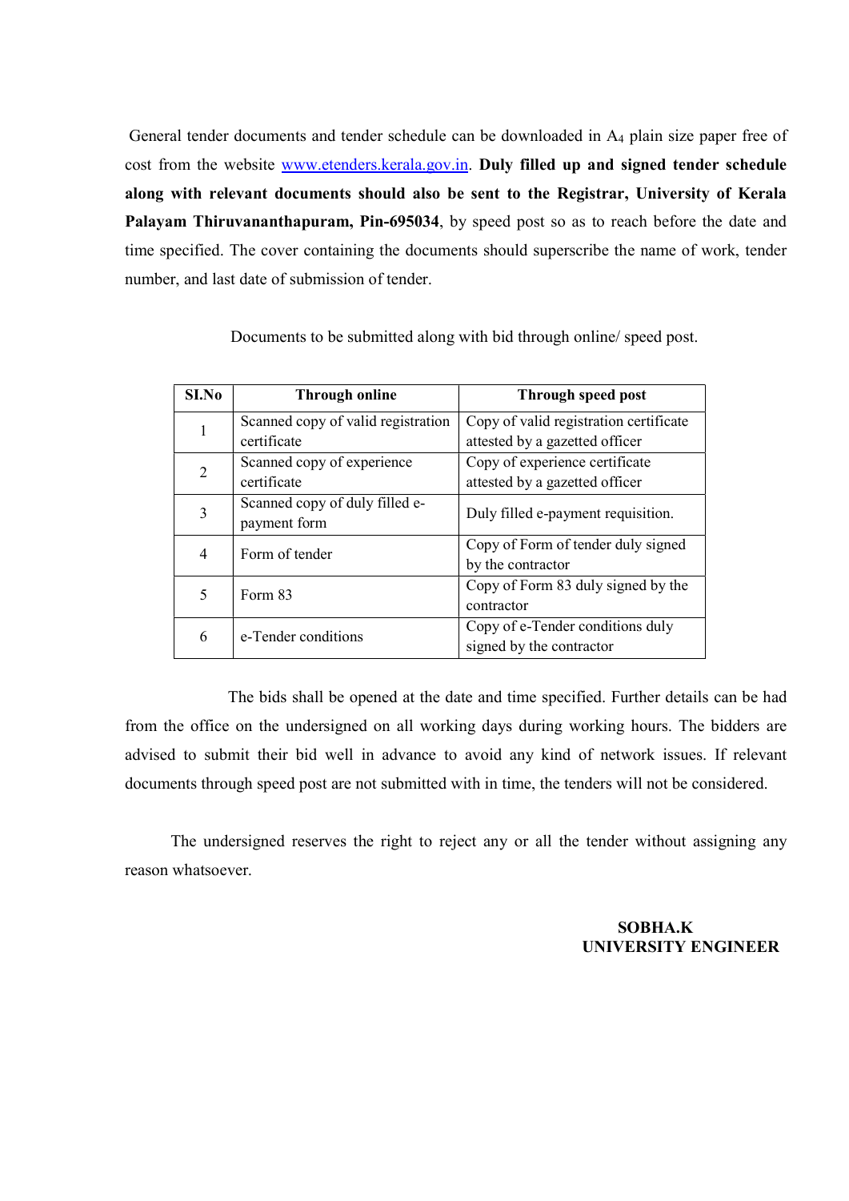General tender documents and tender schedule can be downloaded in $A_4$ plain size paper free of cost from the website www.etenders.kerala.gov.in. **Duly filled up and signed tender schedule along with relevant documents should also be sent to the Registrar, University of Kerala Palayam Thiruvananthapuram, Pin-695034**, by speed post so as to reach before the date and time specified. The cover containing the documents should superscribe the name of work, tender number, and last date of submission of tender.

Documents to be submitted along with bid through online/ speed post.

| Sl.No | Through online | Through speed post |
|---|---|---|
| 1 | Scanned copy of valid registration certificate | Copy of valid registration certificate attested by a gazetted officer |
| 2 | Scanned copy of experience certificate | Copy of experience certificate attested by a gazetted officer |
| 3 | Scanned copy of duly filled e-payment form | Duly filled e-payment requisition. |
| 4 | Form of tender | Copy of Form of tender duly signed by the contractor |
| 5 | Form 83 | Copy of Form 83 duly signed by the contractor |
| 6 | e-Tender conditions | Copy of e-Tender conditions duly signed by the contractor |

The bids shall be opened at the date and time specified. Further details can be had from the office on the undersigned on all working days during working hours. The bidders are advised to submit their bid well in advance to avoid any kind of network issues. If relevant documents through speed post are not submitted with in time, the tenders will not be considered.

The undersigned reserves the right to reject any or all the tender without assigning any reason whatsoever.

**SOBHA.K**
**UNIVERSITY ENGINEER**